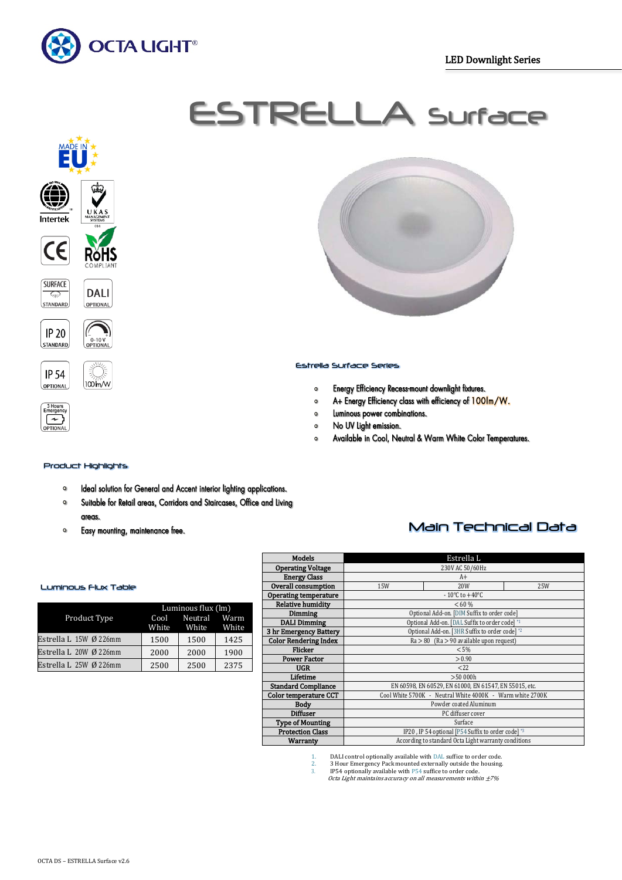OCTA LIGHT®

LED Downlight Series

# ESTRELLA Surface

MADE IN EU

Intertek

UKAS MANAGEMENT SYSTEMS

CE

RoHS COMPLIANT

SURFACE STANDARD

DALI OPTIONAL

IP 20 STANDARD

0-10 V OPTIONAL

IP 54 OPTIONAL

100lm/W

3 Hours Emergency OPTIONAL

## Estrella Surface Series

- Energy Efficiency Recess-mount downlight fixtures.
- A+ Energy Efficiency class with efficiency of 100lm/W.
- Luminous power combinations.
- No UV Light emission.
- Available in Cool, Neutral & Warm White Color Temperatures.

## Product Highlights

- Ideal solution for General and Accent interior lighting applications.
- Suitable for Retail areas, Corridors and Staircases, Office and Living areas.
- Easy mounting, maintenance free.

## Luminous Flux Table

| Product Type | Luminous flux (lm) Cool White | Neutral White | Warm White |
|---|---|---|---|
| Estrella L 15W Ø 226mm | 1500 | 1500 | 1425 |
| Estrella L 20W Ø 226mm | 2000 | 2000 | 1900 |
| Estrella L 25W Ø 226mm | 2500 | 2500 | 2375 |

## Main Technical Data

| Models | Estrella L | | |
|---|---|---|---|
| Operating Voltage | 230V AC 50/60Hz | | |
| Energy Class | A+ | | |
| Overall consumption | 15W | 20W | 25W |
| Operating temperature | - 10°C to +40°C | | |
| Relative humidity | < 60 % | | |
| Dimming | Optional Add-on. [DIM Suffix to order code] | | |
| DALI Dimming | Optional Add-on. [DAL Suffix to order code] *1 | | |
| 3 hr Emergency Battery | Optional Add-on. [3HR Suffix to order code] *2 | | |
| Color Rendering Index | Ra > 80 (Ra > 90 available upon request) | | |
| Flicker | < 5% | | |
| Power Factor | > 0.90 | | |
| UGR | < 22 | | |
| Lifetime | > 50 000h | | |
| Standard Compliance | EN 60598, EN 60529, EN 61000, EN 61547, EN 55015, etc. | | |
| Color temperature CCT | Cool White 5700K - Neutral White 4000K - Warm white 2700K | | |
| Body | Powder coated Aluminum | | |
| Diffuser | PC diffuser cover | | |
| Type of Mounting | Surface | | |
| Protection Class | IP20 , IP 54 optional [P54 Suffix to order code] *3 | | |
| Warranty | According to standard Octa Light warranty conditions | | |

1. DALI control optionally available with DAL suffice to order code.
2. 3 Hour Emergency Pack mounted externally outside the housing.
3. IP54 optionally available with P54 suffice to order code.

*Octa Light maintains accuracy on all measurements within ±7%*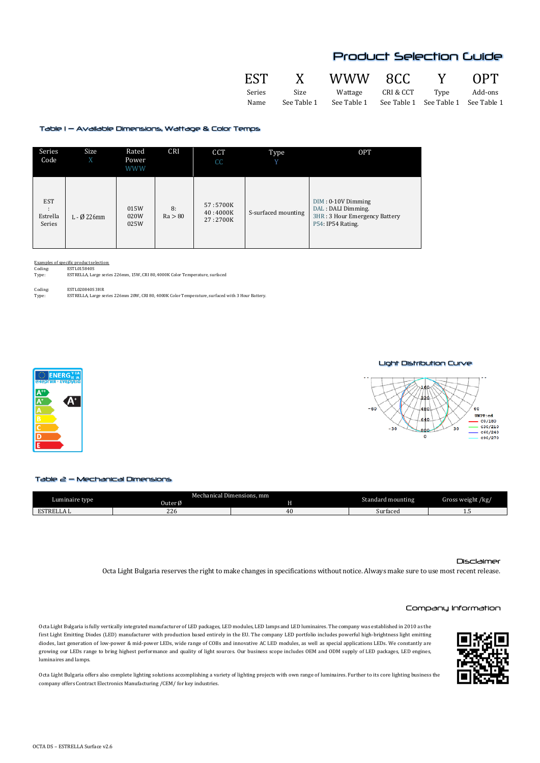# Product Selection Guide

| EST | X | WWW | 8CC | Y | OPT |
|---|---|---|---|---|---|
| Series Name | Size See Table 1 | Wattage See Table 1 | CRI & CCT See Table 1 | Type See Table 1 | Add-ons See Table 1 |

## Table 1 – Available Dimensions, Wattage & Color Temps

| Series Code | Size X | Rated Power WWW | CRI | CCT CC | Type Y | OPT |
|---|---|---|---|---|---|---|
| EST : Estrella Series | L - Ø 226mm | 015W 020W 025W | 8: Ra > 80 | 57 : 5700K 40 : 4000K 27 : 2700K | S-surfaced mounting | DIM : 0-10V Dimming DAL : DALI Dimming. 3HR : 3 Hour Emergency Battery P54: IP54 Rating. |

Examples of specific product selection:

Coding: ESTL015840S
Type: ESTRELLA, Large series 226mm, 15W, CRI 80, 4000K Color Temperature, surfaced

Coding: ESTL020840S 3HR
Type: ESTRELLA, Large series 226mm 20W, CRI 80, 4000K Color Temperature, surfaced with 3 Hour Battery.

ENERGY A+

## Light Distribution Curve

160
320
480
640
800
-60
60
-30
30
0
UNIT:cd
C0/180
C30/210
C60/240
C90/270

## Table 2 – Mechanical Dimensions

| Luminaire type | Mechanical Dimensions, mm Outer Ø | H | Standard mounting | Gross weight /kg/ |
|---|---|---|---|---|
| ESTRELLA L | 226 | 40 | Surfaced | 1.5 |

## Disclaimer

Octa Light Bulgaria reserves the right to make changes in specifications without notice. Always make sure to use most recent release.

## Company Information

Octa Light Bulgaria is fully vertically integrated manufacturer of LED packages, LED modules, LED lamps and LED luminaires. The company was established in 2010 as the first Light Emitting Diodes (LED) manufacturer with production based entirely in the EU. The company LED portfolio includes powerful high-brightness light emitting diodes, last generation of low-power & mid-power LEDs, wide range of COBs and innovative AC LED modules, as well as special applications LEDs. We constantly are growing our LEDs range to bring highest performance and quality of light sources. Our business scope includes OEM and ODM supply of LED packages, LED engines, luminaires and lamps.

Octa Light Bulgaria offers also complete lighting solutions accomplishing a variety of lighting projects with own range of luminaires. Further to its core lighting business the company offers Contract Electronics Manufacturing /CEM/ for key industries.